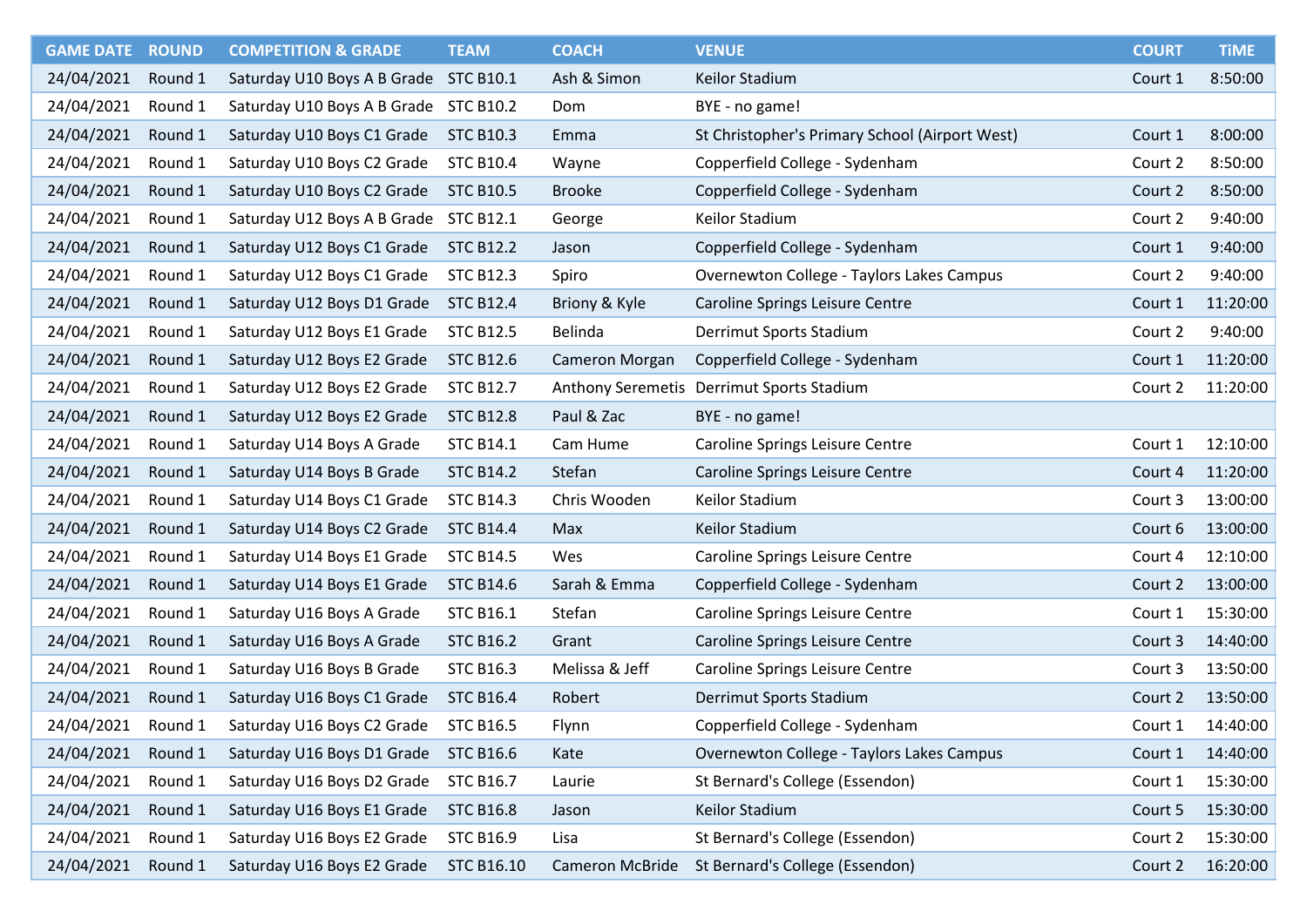| GAME DATE | ROUND | COMPETITION & GRADE | TEAM | COACH | VENUE | COURT | TiME |
|---|---|---|---|---|---|---|---|
| 24/04/2021 | Round 1 | Saturday U10 Boys A B Grade | STC B10.1 | Ash & Simon | Keilor Stadium | Court 1 | 8:50:00 |
| 24/04/2021 | Round 1 | Saturday U10 Boys A B Grade | STC B10.2 | Dom | BYE - no game! | | |
| 24/04/2021 | Round 1 | Saturday U10 Boys C1 Grade | STC B10.3 | Emma | St Christopher's Primary School (Airport West) | Court 1 | 8:00:00 |
| 24/04/2021 | Round 1 | Saturday U10 Boys C2 Grade | STC B10.4 | Wayne | Copperfield College - Sydenham | Court 2 | 8:50:00 |
| 24/04/2021 | Round 1 | Saturday U10 Boys C2 Grade | STC B10.5 | Brooke | Copperfield College - Sydenham | Court 2 | 8:50:00 |
| 24/04/2021 | Round 1 | Saturday U12 Boys A B Grade | STC B12.1 | George | Keilor Stadium | Court 2 | 9:40:00 |
| 24/04/2021 | Round 1 | Saturday U12 Boys C1 Grade | STC B12.2 | Jason | Copperfield College - Sydenham | Court 1 | 9:40:00 |
| 24/04/2021 | Round 1 | Saturday U12 Boys C1 Grade | STC B12.3 | Spiro | Overnewton College - Taylors Lakes Campus | Court 2 | 9:40:00 |
| 24/04/2021 | Round 1 | Saturday U12 Boys D1 Grade | STC B12.4 | Briony & Kyle | Caroline Springs Leisure Centre | Court 1 | 11:20:00 |
| 24/04/2021 | Round 1 | Saturday U12 Boys E1 Grade | STC B12.5 | Belinda | Derrimut Sports Stadium | Court 2 | 9:40:00 |
| 24/04/2021 | Round 1 | Saturday U12 Boys E2 Grade | STC B12.6 | Cameron Morgan | Copperfield College - Sydenham | Court 1 | 11:20:00 |
| 24/04/2021 | Round 1 | Saturday U12 Boys E2 Grade | STC B12.7 | Anthony Seremetis | Derrimut Sports Stadium | Court 2 | 11:20:00 |
| 24/04/2021 | Round 1 | Saturday U12 Boys E2 Grade | STC B12.8 | Paul & Zac | BYE - no game! | | |
| 24/04/2021 | Round 1 | Saturday U14 Boys A Grade | STC B14.1 | Cam Hume | Caroline Springs Leisure Centre | Court 1 | 12:10:00 |
| 24/04/2021 | Round 1 | Saturday U14 Boys B Grade | STC B14.2 | Stefan | Caroline Springs Leisure Centre | Court 4 | 11:20:00 |
| 24/04/2021 | Round 1 | Saturday U14 Boys C1 Grade | STC B14.3 | Chris Wooden | Keilor Stadium | Court 3 | 13:00:00 |
| 24/04/2021 | Round 1 | Saturday U14 Boys C2 Grade | STC B14.4 | Max | Keilor Stadium | Court 6 | 13:00:00 |
| 24/04/2021 | Round 1 | Saturday U14 Boys E1 Grade | STC B14.5 | Wes | Caroline Springs Leisure Centre | Court 4 | 12:10:00 |
| 24/04/2021 | Round 1 | Saturday U14 Boys E1 Grade | STC B14.6 | Sarah & Emma | Copperfield College - Sydenham | Court 2 | 13:00:00 |
| 24/04/2021 | Round 1 | Saturday U16 Boys A Grade | STC B16.1 | Stefan | Caroline Springs Leisure Centre | Court 1 | 15:30:00 |
| 24/04/2021 | Round 1 | Saturday U16 Boys A Grade | STC B16.2 | Grant | Caroline Springs Leisure Centre | Court 3 | 14:40:00 |
| 24/04/2021 | Round 1 | Saturday U16 Boys B Grade | STC B16.3 | Melissa & Jeff | Caroline Springs Leisure Centre | Court 3 | 13:50:00 |
| 24/04/2021 | Round 1 | Saturday U16 Boys C1 Grade | STC B16.4 | Robert | Derrimut Sports Stadium | Court 2 | 13:50:00 |
| 24/04/2021 | Round 1 | Saturday U16 Boys C2 Grade | STC B16.5 | Flynn | Copperfield College - Sydenham | Court 1 | 14:40:00 |
| 24/04/2021 | Round 1 | Saturday U16 Boys D1 Grade | STC B16.6 | Kate | Overnewton College - Taylors Lakes Campus | Court 1 | 14:40:00 |
| 24/04/2021 | Round 1 | Saturday U16 Boys D2 Grade | STC B16.7 | Laurie | St Bernard's College (Essendon) | Court 1 | 15:30:00 |
| 24/04/2021 | Round 1 | Saturday U16 Boys E1 Grade | STC B16.8 | Jason | Keilor Stadium | Court 5 | 15:30:00 |
| 24/04/2021 | Round 1 | Saturday U16 Boys E2 Grade | STC B16.9 | Lisa | St Bernard's College (Essendon) | Court 2 | 15:30:00 |
| 24/04/2021 | Round 1 | Saturday U16 Boys E2 Grade | STC B16.10 | Cameron McBride | St Bernard's College (Essendon) | Court 2 | 16:20:00 |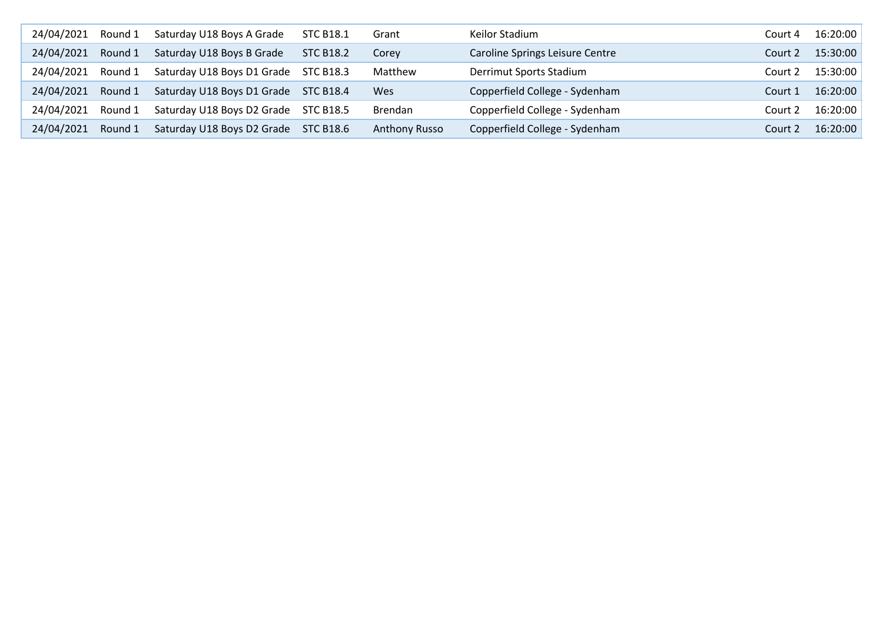| | | | | | | | |
|---|---|---|---|---|---|---|---|
| 24/04/2021 | Round 1 | Saturday U18 Boys A Grade | STC B18.1 | Grant | Keilor Stadium | Court 4 | 16:20:00 |
| 24/04/2021 | Round 1 | Saturday U18 Boys B Grade | STC B18.2 | Corey | Caroline Springs Leisure Centre | Court 2 | 15:30:00 |
| 24/04/2021 | Round 1 | Saturday U18 Boys D1 Grade | STC B18.3 | Matthew | Derrimut Sports Stadium | Court 2 | 15:30:00 |
| 24/04/2021 | Round 1 | Saturday U18 Boys D1 Grade | STC B18.4 | Wes | Copperfield College - Sydenham | Court 1 | 16:20:00 |
| 24/04/2021 | Round 1 | Saturday U18 Boys D2 Grade | STC B18.5 | Brendan | Copperfield College - Sydenham | Court 2 | 16:20:00 |
| 24/04/2021 | Round 1 | Saturday U18 Boys D2 Grade | STC B18.6 | Anthony Russo | Copperfield College - Sydenham | Court 2 | 16:20:00 |